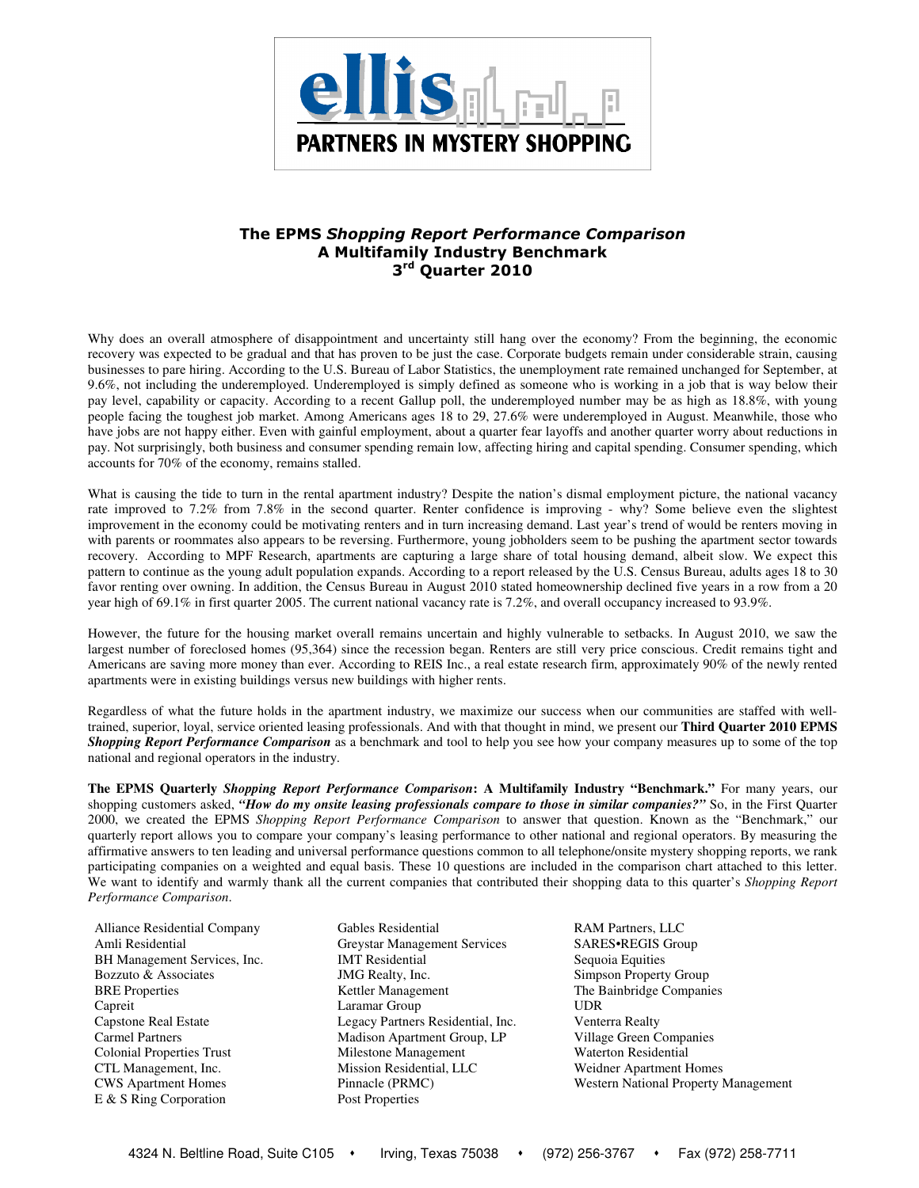**ellis**

**PARTNERS IN MYSTERY SHOPPING**

# The EPMS *Shopping Report Performance Comparison*
## A Multifamily Industry Benchmark
## 3rd Quarter 2010

Why does an overall atmosphere of disappointment and uncertainty still hang over the economy? From the beginning, the economic recovery was expected to be gradual and that has proven to be just the case. Corporate budgets remain under considerable strain, causing businesses to pare hiring. According to the U.S. Bureau of Labor Statistics, the unemployment rate remained unchanged for September, at 9.6%, not including the underemployed. Underemployed is simply defined as someone who is working in a job that is way below their pay level, capability or capacity. According to a recent Gallup poll, the underemployed number may be as high as 18.8%, with young people facing the toughest job market. Among Americans ages 18 to 29, 27.6% were underemployed in August. Meanwhile, those who have jobs are not happy either. Even with gainful employment, about a quarter fear layoffs and another quarter worry about reductions in pay. Not surprisingly, both business and consumer spending remain low, affecting hiring and capital spending. Consumer spending, which accounts for 70% of the economy, remains stalled.

What is causing the tide to turn in the rental apartment industry? Despite the nation's dismal employment picture, the national vacancy rate improved to 7.2% from 7.8% in the second quarter. Renter confidence is improving - why? Some believe even the slightest improvement in the economy could be motivating renters and in turn increasing demand. Last year's trend of would be renters moving in with parents or roommates also appears to be reversing. Furthermore, young jobholders seem to be pushing the apartment sector towards recovery. According to MPF Research, apartments are capturing a large share of total housing demand, albeit slow. We expect this pattern to continue as the young adult population expands. According to a report released by the U.S. Census Bureau, adults ages 18 to 30 favor renting over owning. In addition, the Census Bureau in August 2010 stated homeownership declined five years in a row from a 20 year high of 69.1% in first quarter 2005. The current national vacancy rate is 7.2%, and overall occupancy increased to 93.9%.

However, the future for the housing market overall remains uncertain and highly vulnerable to setbacks. In August 2010, we saw the largest number of foreclosed homes (95,364) since the recession began. Renters are still very price conscious. Credit remains tight and Americans are saving more money than ever. According to REIS Inc., a real estate research firm, approximately 90% of the newly rented apartments were in existing buildings versus new buildings with higher rents.

Regardless of what the future holds in the apartment industry, we maximize our success when our communities are staffed with well-trained, superior, loyal, service oriented leasing professionals. And with that thought in mind, we present our **Third Quarter 2010 EPMS *Shopping Report Performance Comparison*** as a benchmark and tool to help you see how your company measures up to some of the top national and regional operators in the industry.

**The EPMS Quarterly *Shopping Report Performance Comparison*: A Multifamily Industry "Benchmark."** For many years, our shopping customers asked, ***"How do my onsite leasing professionals compare to those in similar companies?"*** So, in the First Quarter 2000, we created the EPMS *Shopping Report Performance Comparison* to answer that question. Known as the "Benchmark," our quarterly report allows you to compare your company's leasing performance to other national and regional operators. By measuring the affirmative answers to ten leading and universal performance questions common to all telephone/onsite mystery shopping reports, we rank participating companies on a weighted and equal basis. These 10 questions are included in the comparison chart attached to this letter. We want to identify and warmly thank all the current companies that contributed their shopping data to this quarter's *Shopping Report Performance Comparison*.

Alliance Residential Company
Amli Residential
BH Management Services, Inc.
Bozzuto & Associates
BRE Properties
Capreit
Capstone Real Estate
Carmel Partners
Colonial Properties Trust
CTL Management, Inc.
CWS Apartment Homes
E & S Ring Corporation
Gables Residential
Greystar Management Services
IMT Residential
JMG Realty, Inc.
Kettler Management
Laramar Group
Legacy Partners Residential, Inc.
Madison Apartment Group, LP
Milestone Management
Mission Residential, LLC
Pinnacle (PRMC)
Post Properties
RAM Partners, LLC
SARES•REGIS Group
Sequoia Equities
Simpson Property Group
The Bainbridge Companies
UDR
Venterra Realty
Village Green Companies
Waterton Residential
Weidner Apartment Homes
Western National Property Management

4324 N. Beltline Road, Suite C105 • Irving, Texas 75038 • (972) 256-3767 • Fax (972) 258-7711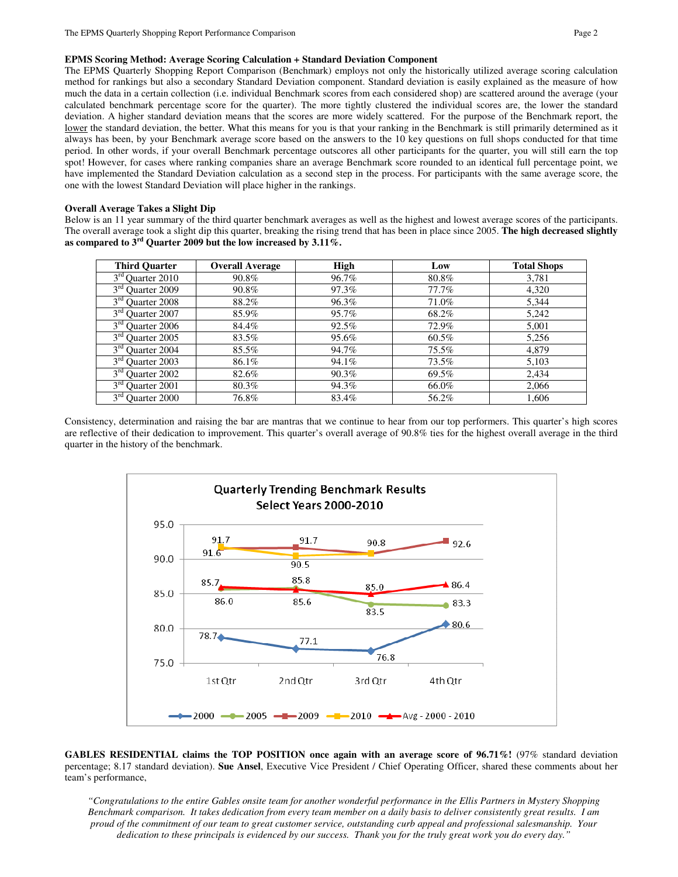### EPMS Scoring Method: Average Scoring Calculation + Standard Deviation Component

The EPMS Quarterly Shopping Report Performance Comparison (Benchmark) employs not only the historically utilized average scoring calculation method for rankings but also a secondary Standard Deviation component. Standard deviation is easily explained as the measure of how much the data in a certain collection (i.e. individual Benchmark scores from each considered shop) are scattered around the average (your calculated benchmark percentage score for the quarter). The more tightly clustered the individual scores are, the lower the standard deviation. A higher standard deviation means that the scores are more widely scattered. For the purpose of the Benchmark report, the lower the standard deviation, the better. What this means for you is that your ranking in the Benchmark is still primarily determined as it always has been, by your Benchmark average score based on the answers to the 10 key questions on full shops conducted for that time period. In other words, if your overall Benchmark percentage outscores all other participants for the quarter, you will still earn the top spot! However, for cases where ranking companies share an average Benchmark score rounded to an identical full percentage point, we have implemented the Standard Deviation calculation as a second step in the process. For participants with the same average score, the one with the lowest Standard Deviation will place higher in the rankings.

### Overall Average Takes a Slight Dip

Below is an 11 year summary of the third quarter benchmark averages as well as the highest and lowest average scores of the participants. The overall average took a slight dip this quarter, breaking the rising trend that has been in place since 2005. **The high decreased slightly as compared to 3rd Quarter 2009 but the low increased by 3.11%.**

| Third Quarter | Overall Average | High | Low | Total Shops |
|---|---|---|---|---|
| 3rd Quarter 2010 | 90.8% | 96.7% | 80.8% | 3,781 |
| 3rd Quarter 2009 | 90.8% | 97.3% | 77.7% | 4,320 |
| 3rd Quarter 2008 | 88.2% | 96.3% | 71.0% | 5,344 |
| 3rd Quarter 2007 | 85.9% | 95.7% | 68.2% | 5,242 |
| 3rd Quarter 2006 | 84.4% | 92.5% | 72.9% | 5,001 |
| 3rd Quarter 2005 | 83.5% | 95.6% | 60.5% | 5,256 |
| 3rd Quarter 2004 | 85.5% | 94.7% | 75.5% | 4,879 |
| 3rd Quarter 2003 | 86.1% | 94.1% | 73.5% | 5,103 |
| 3rd Quarter 2002 | 82.6% | 90.3% | 69.5% | 2,434 |
| 3rd Quarter 2001 | 80.3% | 94.3% | 66.0% | 2,066 |
| 3rd Quarter 2000 | 76.8% | 83.4% | 56.2% | 1,606 |

Consistency, determination and raising the bar are mantras that we continue to hear from our top performers. This quarter's high scores are reflective of their dedication to improvement. This quarter's overall average of 90.8% ties for the highest overall average in the third quarter in the history of the benchmark.

**Quarterly Trending Benchmark Results**
**Select Years 2000-2010**

| | 1st Qtr | 2nd Qtr | 3rd Qtr | 4th Qtr |
|---|---|---|---|---|
| 2000 | 78.7 | 77.1 | 76.8 | 80.6 |
| 2005 | 85.7 | 85.8 | 83.5 | 83.3 |
| 2009 | 91.6 | 91.7 | 90.8 | 92.6 |
| 2010 | 91.7 | 90.5 | 90.8 | |
| Avg - 2000 - 2010 | 86.0 | 85.6 | 85.0 | 86.4 |

**GABLES RESIDENTIAL claims the TOP POSITION once again with an average score of 96.71%!** (97% standard deviation percentage; 8.17 standard deviation). **Sue Ansel**, Executive Vice President / Chief Operating Officer, shared these comments about her team's performance,

*"Congratulations to the entire Gables onsite team for another wonderful performance in the Ellis Partners in Mystery Shopping Benchmark comparison. It takes dedication from every team member on a daily basis to deliver consistently great results. I am proud of the commitment of our team to great customer service, outstanding curb appeal and professional salesmanship. Your dedication to these principals is evidenced by our success. Thank you for the truly great work you do every day."*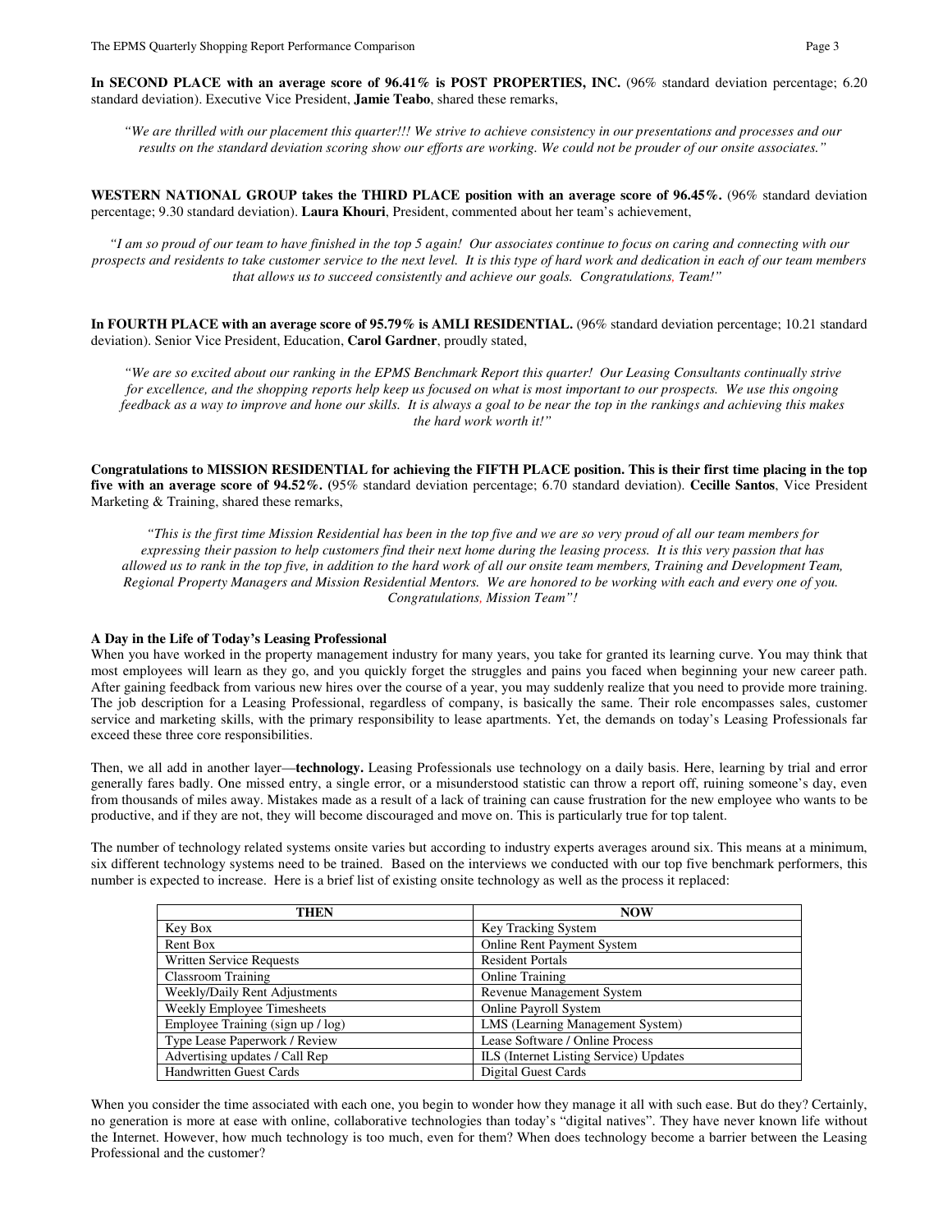**In SECOND PLACE with an average score of 96.41% is POST PROPERTIES, INC.** (96% standard deviation percentage; 6.20 standard deviation). Executive Vice President, **Jamie Teabo**, shared these remarks,

*"We are thrilled with our placement this quarter!!! We strive to achieve consistency in our presentations and processes and our results on the standard deviation scoring show our efforts are working. We could not be prouder of our onsite associates."*

**WESTERN NATIONAL GROUP takes the THIRD PLACE position with an average score of 96.45%.** (96% standard deviation percentage; 9.30 standard deviation). **Laura Khouri**, President, commented about her team's achievement,

*"I am so proud of our team to have finished in the top 5 again! Our associates continue to focus on caring and connecting with our prospects and residents to take customer service to the next level. It is this type of hard work and dedication in each of our team members that allows us to succeed consistently and achieve our goals. Congratulations, Team!"*

**In FOURTH PLACE with an average score of 95.79% is AMLI RESIDENTIAL.** (96% standard deviation percentage; 10.21 standard deviation). Senior Vice President, Education, **Carol Gardner**, proudly stated,

*"We are so excited about our ranking in the EPMS Benchmark Report this quarter! Our Leasing Consultants continually strive for excellence, and the shopping reports help keep us focused on what is most important to our prospects. We use this ongoing feedback as a way to improve and hone our skills. It is always a goal to be near the top in the rankings and achieving this makes the hard work worth it!"*

**Congratulations to MISSION RESIDENTIAL for achieving the FIFTH PLACE position. This is their first time placing in the top five with an average score of 94.52%.** (95% standard deviation percentage; 6.70 standard deviation). **Cecille Santos**, Vice President Marketing & Training, shared these remarks,

*"This is the first time Mission Residential has been in the top five and we are so very proud of all our team members for expressing their passion to help customers find their next home during the leasing process. It is this very passion that has allowed us to rank in the top five, in addition to the hard work of all our onsite team members, Training and Development Team, Regional Property Managers and Mission Residential Mentors. We are honored to be working with each and every one of you. Congratulations, Mission Team"!*

**A Day in the Life of Today's Leasing Professional**

When you have worked in the property management industry for many years, you take for granted its learning curve. You may think that most employees will learn as they go, and you quickly forget the struggles and pains you faced when beginning your new career path. After gaining feedback from various new hires over the course of a year, you may suddenly realize that you need to provide more training. The job description for a Leasing Professional, regardless of company, is basically the same. Their role encompasses sales, customer service and marketing skills, with the primary responsibility to lease apartments. Yet, the demands on today's Leasing Professionals far exceed these three core responsibilities.

Then, we all add in another layer—**technology.** Leasing Professionals use technology on a daily basis. Here, learning by trial and error generally fares badly. One missed entry, a single error, or a misunderstood statistic can throw a report off, ruining someone's day, even from thousands of miles away. Mistakes made as a result of a lack of training can cause frustration for the new employee who wants to be productive, and if they are not, they will become discouraged and move on. This is particularly true for top talent.

The number of technology related systems onsite varies but according to industry experts averages around six. This means at a minimum, six different technology systems need to be trained. Based on the interviews we conducted with our top five benchmark performers, this number is expected to increase. Here is a brief list of existing onsite technology as well as the process it replaced:

| THEN | NOW |
|---|---|
| Key Box | Key Tracking System |
| Rent Box | Online Rent Payment System |
| Written Service Requests | Resident Portals |
| Classroom Training | Online Training |
| Weekly/Daily Rent Adjustments | Revenue Management System |
| Weekly Employee Timesheets | Online Payroll System |
| Employee Training (sign up / log) | LMS (Learning Management System) |
| Type Lease Paperwork / Review | Lease Software / Online Process |
| Advertising updates / Call Rep | ILS (Internet Listing Service) Updates |
| Handwritten Guest Cards | Digital Guest Cards |

When you consider the time associated with each one, you begin to wonder how they manage it all with such ease. But do they? Certainly, no generation is more at ease with online, collaborative technologies than today's "digital natives". They have never known life without the Internet. However, how much technology is too much, even for them? When does technology become a barrier between the Leasing Professional and the customer?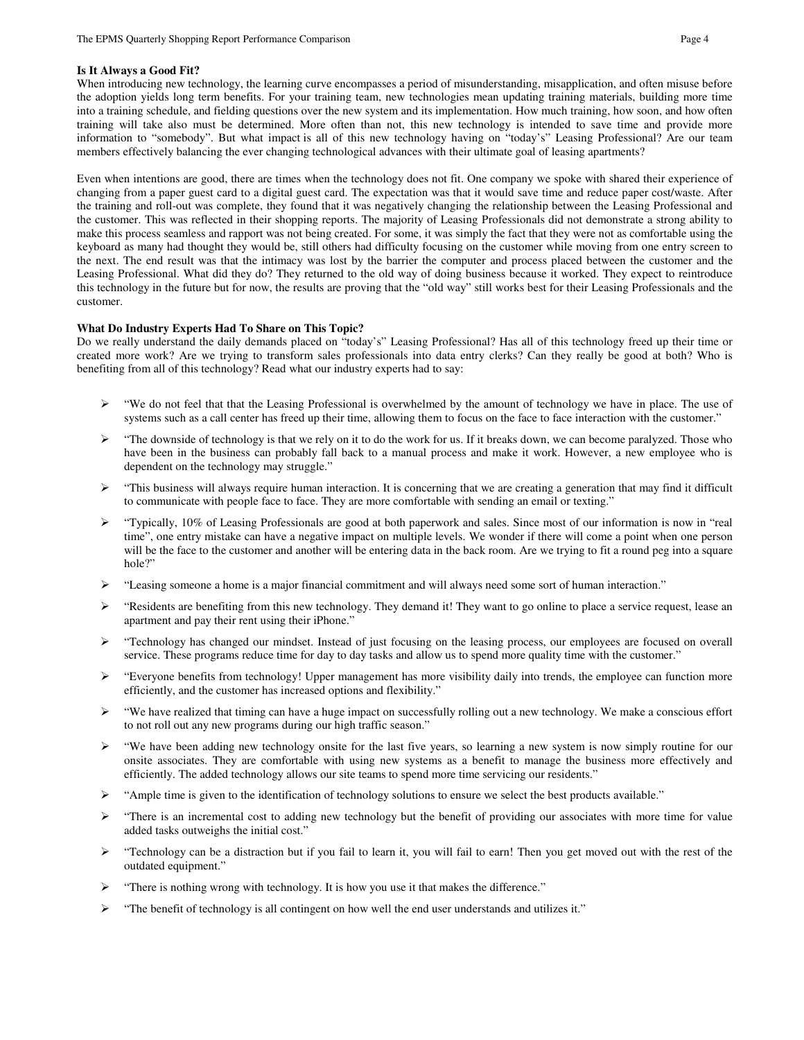**Is It Always a Good Fit?**

When introducing new technology, the learning curve encompasses a period of misunderstanding, misapplication, and often misuse before the adoption yields long term benefits. For your training team, new technologies mean updating training materials, building more time into a training schedule, and fielding questions over the new system and its implementation. How much training, how soon, and how often training will take also must be determined. More often than not, this new technology is intended to save time and provide more information to "somebody". But what impact is all of this new technology having on "today's" Leasing Professional? Are our team members effectively balancing the ever changing technological advances with their ultimate goal of leasing apartments?

Even when intentions are good, there are times when the technology does not fit. One company we spoke with shared their experience of changing from a paper guest card to a digital guest card. The expectation was that it would save time and reduce paper cost/waste. After the training and roll-out was complete, they found that it was negatively changing the relationship between the Leasing Professional and the customer. This was reflected in their shopping reports. The majority of Leasing Professionals did not demonstrate a strong ability to make this process seamless and rapport was not being created. For some, it was simply the fact that they were not as comfortable using the keyboard as many had thought they would be, still others had difficulty focusing on the customer while moving from one entry screen to the next. The end result was that the intimacy was lost by the barrier the computer and process placed between the customer and the Leasing Professional. What did they do? They returned to the old way of doing business because it worked. They expect to reintroduce this technology in the future but for now, the results are proving that the "old way" still works best for their Leasing Professionals and the customer.

**What Do Industry Experts Had To Share on This Topic?**

Do we really understand the daily demands placed on "today's" Leasing Professional? Has all of this technology freed up their time or created more work? Are we trying to transform sales professionals into data entry clerks? Can they really be good at both? Who is benefiting from all of this technology? Read what our industry experts had to say:

- "We do not feel that that the Leasing Professional is overwhelmed by the amount of technology we have in place. The use of systems such as a call center has freed up their time, allowing them to focus on the face to face interaction with the customer."
- "The downside of technology is that we rely on it to do the work for us. If it breaks down, we can become paralyzed. Those who have been in the business can probably fall back to a manual process and make it work. However, a new employee who is dependent on the technology may struggle."
- "This business will always require human interaction. It is concerning that we are creating a generation that may find it difficult to communicate with people face to face. They are more comfortable with sending an email or texting."
- "Typically, 10% of Leasing Professionals are good at both paperwork and sales. Since most of our information is now in "real time", one entry mistake can have a negative impact on multiple levels. We wonder if there will come a point when one person will be the face to the customer and another will be entering data in the back room. Are we trying to fit a round peg into a square hole?"
- "Leasing someone a home is a major financial commitment and will always need some sort of human interaction."
- "Residents are benefiting from this new technology. They demand it! They want to go online to place a service request, lease an apartment and pay their rent using their iPhone."
- "Technology has changed our mindset. Instead of just focusing on the leasing process, our employees are focused on overall service. These programs reduce time for day to day tasks and allow us to spend more quality time with the customer."
- "Everyone benefits from technology! Upper management has more visibility daily into trends, the employee can function more efficiently, and the customer has increased options and flexibility."
- "We have realized that timing can have a huge impact on successfully rolling out a new technology. We make a conscious effort to not roll out any new programs during our high traffic season."
- "We have been adding new technology onsite for the last five years, so learning a new system is now simply routine for our onsite associates. They are comfortable with using new systems as a benefit to manage the business more effectively and efficiently. The added technology allows our site teams to spend more time servicing our residents."
- "Ample time is given to the identification of technology solutions to ensure we select the best products available."
- "There is an incremental cost to adding new technology but the benefit of providing our associates with more time for value added tasks outweighs the initial cost."
- "Technology can be a distraction but if you fail to learn it, you will fail to earn! Then you get moved out with the rest of the outdated equipment."
- "There is nothing wrong with technology. It is how you use it that makes the difference."
- "The benefit of technology is all contingent on how well the end user understands and utilizes it."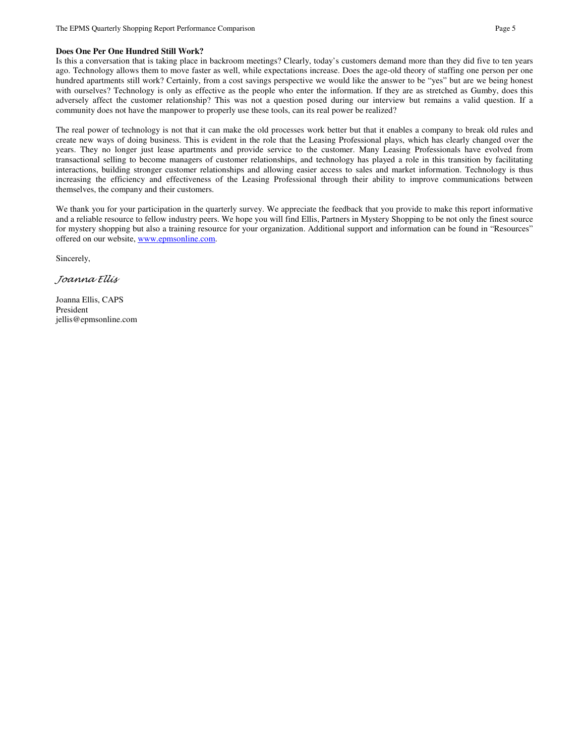**Does One Per One Hundred Still Work?**

Is this a conversation that is taking place in backroom meetings? Clearly, today's customers demand more than they did five to ten years ago. Technology allows them to move faster as well, while expectations increase. Does the age-old theory of staffing one person per one hundred apartments still work? Certainly, from a cost savings perspective we would like the answer to be "yes" but are we being honest with ourselves? Technology is only as effective as the people who enter the information. If they are as stretched as Gumby, does this adversely affect the customer relationship? This was not a question posed during our interview but remains a valid question. If a community does not have the manpower to properly use these tools, can its real power be realized?

The real power of technology is not that it can make the old processes work better but that it enables a company to break old rules and create new ways of doing business. This is evident in the role that the Leasing Professional plays, which has clearly changed over the years. They no longer just lease apartments and provide service to the customer. Many Leasing Professionals have evolved from transactional selling to become managers of customer relationships, and technology has played a role in this transition by facilitating interactions, building stronger customer relationships and allowing easier access to sales and market information. Technology is thus increasing the efficiency and effectiveness of the Leasing Professional through their ability to improve communications between themselves, the company and their customers.

We thank you for your participation in the quarterly survey. We appreciate the feedback that you provide to make this report informative and a reliable resource to fellow industry peers. We hope you will find Ellis, Partners in Mystery Shopping to be not only the finest source for mystery shopping but also a training resource for your organization. Additional support and information can be found in "Resources" offered on our website, www.epmsonline.com.

Sincerely,

*Joanna Ellis*

Joanna Ellis, CAPS
President
jellis@epmsonline.com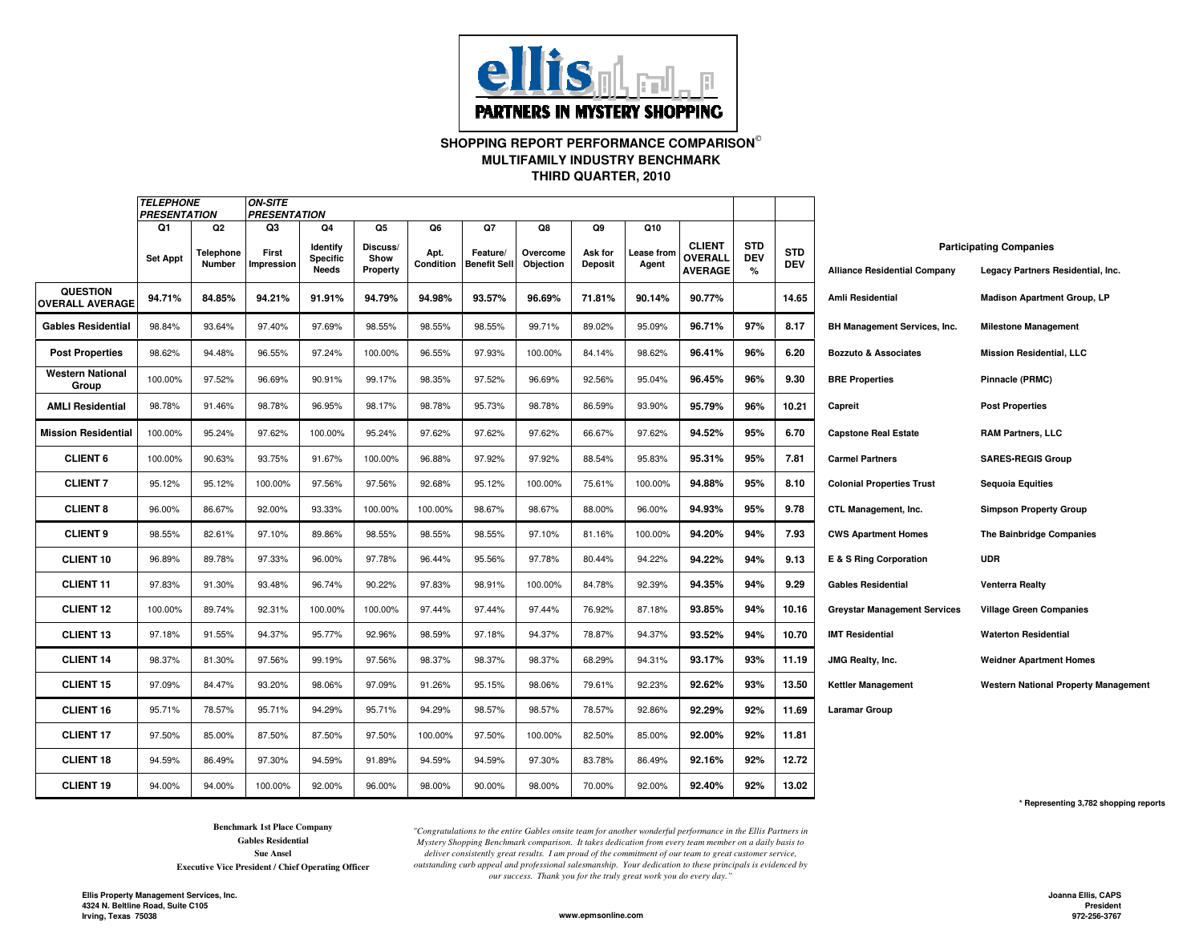**ellis PARTNERS IN MYSTERY SHOPPING**

## SHOPPING REPORT PERFORMANCE COMPARISON©
## MULTIFAMILY INDUSTRY BENCHMARK
## THIRD QUARTER, 2010

| | *TELEPHONE PRESENTATION* | | *ON-SITE PRESENTATION* | | | | | | | | | | |
|---|---|---|---|---|---|---|---|---|---|---|---|---|---|
| | Q1 | Q2 | Q3 | Q4 | Q5 | Q6 | Q7 | Q8 | Q9 | Q10 | | | |
| | **Set Appt** | **Telephone Number** | **First Impression** | **Identify Specific Needs** | **Discuss/ Show Property** | **Apt. Condition** | **Feature/ Benefit Sell** | **Overcome Objection** | **Ask for Deposit** | **Lease from Agent** | **CLIENT OVERALL AVERAGE** | **STD DEV %** | **STD DEV** |
| **QUESTION OVERALL AVERAGE** | **94.71%** | **84.85%** | **94.21%** | **91.91%** | **94.79%** | **94.98%** | **93.57%** | **96.69%** | **71.81%** | **90.14%** | **90.77%** | | **14.65** |
| **Gables Residential** | 98.84% | 93.64% | 97.40% | 97.69% | 98.55% | 98.55% | 98.55% | 99.71% | 89.02% | 95.09% | **96.71%** | **97%** | **8.17** |
| **Post Properties** | 98.62% | 94.48% | 96.55% | 97.24% | 100.00% | 96.55% | 97.93% | 100.00% | 84.14% | 98.62% | **96.41%** | **96%** | **6.20** |
| **Western National Group** | 100.00% | 97.52% | 96.69% | 90.91% | 99.17% | 98.35% | 97.52% | 96.69% | 92.56% | 95.04% | **96.45%** | **96%** | **9.30** |
| **AMLI Residential** | 98.78% | 91.46% | 98.78% | 96.95% | 98.17% | 98.78% | 95.73% | 98.78% | 86.59% | 93.90% | **95.79%** | **96%** | **10.21** |
| **Mission Residential** | 100.00% | 95.24% | 97.62% | 100.00% | 95.24% | 97.62% | 97.62% | 97.62% | 66.67% | 97.62% | **94.52%** | **95%** | **6.70** |
| **CLIENT 6** | 100.00% | 90.63% | 93.75% | 91.67% | 100.00% | 96.88% | 97.92% | 97.92% | 88.54% | 95.83% | **95.31%** | **95%** | **7.81** |
| **CLIENT 7** | 95.12% | 95.12% | 100.00% | 97.56% | 97.56% | 92.68% | 95.12% | 100.00% | 75.61% | 100.00% | **94.88%** | **95%** | **8.10** |
| **CLIENT 8** | 96.00% | 86.67% | 92.00% | 93.33% | 100.00% | 100.00% | 98.67% | 98.67% | 88.00% | 96.00% | **94.93%** | **95%** | **9.78** |
| **CLIENT 9** | 98.55% | 82.61% | 97.10% | 89.86% | 98.55% | 98.55% | 98.55% | 97.10% | 81.16% | 100.00% | **94.20%** | **94%** | **7.93** |
| **CLIENT 10** | 96.89% | 89.78% | 97.33% | 96.00% | 97.78% | 96.44% | 95.56% | 97.78% | 80.44% | 94.22% | **94.22%** | **94%** | **9.13** |
| **CLIENT 11** | 97.83% | 91.30% | 93.48% | 96.74% | 90.22% | 97.83% | 98.91% | 100.00% | 84.78% | 92.39% | **94.35%** | **94%** | **9.29** |
| **CLIENT 12** | 100.00% | 89.74% | 92.31% | 100.00% | 100.00% | 97.44% | 97.44% | 97.44% | 76.92% | 87.18% | **93.85%** | **94%** | **10.16** |
| **CLIENT 13** | 97.18% | 91.55% | 94.37% | 95.77% | 92.96% | 98.59% | 97.18% | 94.37% | 78.87% | 94.37% | **93.52%** | **94%** | **10.70** |
| **CLIENT 14** | 98.37% | 81.30% | 97.56% | 99.19% | 97.56% | 98.37% | 98.37% | 98.37% | 68.29% | 94.31% | **93.17%** | **93%** | **11.19** |
| **CLIENT 15** | 97.09% | 84.47% | 93.20% | 98.06% | 97.09% | 91.26% | 95.15% | 98.06% | 79.61% | 92.23% | **92.62%** | **93%** | **13.50** |
| **CLIENT 16** | 95.71% | 78.57% | 95.71% | 94.29% | 95.71% | 94.29% | 98.57% | 98.57% | 78.57% | 92.86% | **92.29%** | **92%** | **11.69** |
| **CLIENT 17** | 97.50% | 85.00% | 87.50% | 87.50% | 97.50% | 100.00% | 97.50% | 100.00% | 82.50% | 85.00% | **92.00%** | **92%** | **11.81** |
| **CLIENT 18** | 94.59% | 86.49% | 97.30% | 94.59% | 91.89% | 94.59% | 94.59% | 97.30% | 83.78% | 86.49% | **92.16%** | **92%** | **12.72** |
| **CLIENT 19** | 94.00% | 94.00% | 100.00% | 92.00% | 96.00% | 98.00% | 90.00% | 98.00% | 70.00% | 92.00% | **92.40%** | **92%** | **13.02** |

### Participating Companies

| | |
|---|---|
| **Alliance Residential Company** | **Legacy Partners Residential, Inc.** |
| **Amli Residential** | **Madison Apartment Group, LP** |
| **BH Management Services, Inc.** | **Milestone Management** |
| **Bozzuto & Associates** | **Mission Residential, LLC** |
| **BRE Properties** | **Pinnacle (PRMC)** |
| **Capreit** | **Post Properties** |
| **Capstone Real Estate** | **RAM Partners, LLC** |
| **Carmel Partners** | **SARES•REGIS Group** |
| **Colonial Properties Trust** | **Sequoia Equities** |
| **CTL Management, Inc.** | **Simpson Property Group** |
| **CWS Apartment Homes** | **The Bainbridge Companies** |
| **E & S Ring Corporation** | **UDR** |
| **Gables Residential** | **Venterra Realty** |
| **Greystar Management Services** | **Village Green Companies** |
| **IMT Residential** | **Waterton Residential** |
| **JMG Realty, Inc.** | **Weidner Apartment Homes** |
| **Kettler Management** | **Western National Property Management** |
| **Laramar Group** | |

**\* Representing 3,782 shopping reports**

**Benchmark 1st Place Company**
**Gables Residential**
**Sue Ansel**
**Executive Vice President / Chief Operating Officer**

*"Congratulations to the entire Gables onsite team for another wonderful performance in the Ellis Partners in Mystery Shopping Benchmark comparison. It takes dedication from every team member on a daily basis to deliver consistently great results. I am proud of the commitment of our team to great customer service, outstanding curb appeal and professional salesmanship. Your dedication to these principals is evidenced by our success. Thank you for the truly great work you do every day."*

**Ellis Property Management Services, Inc.**
**4324 N. Beltline Road, Suite C105**
**Irving, Texas 75038**

**www.epmsonline.com**

**Joanna Ellis, CAPS**
**President**
**972-256-3767**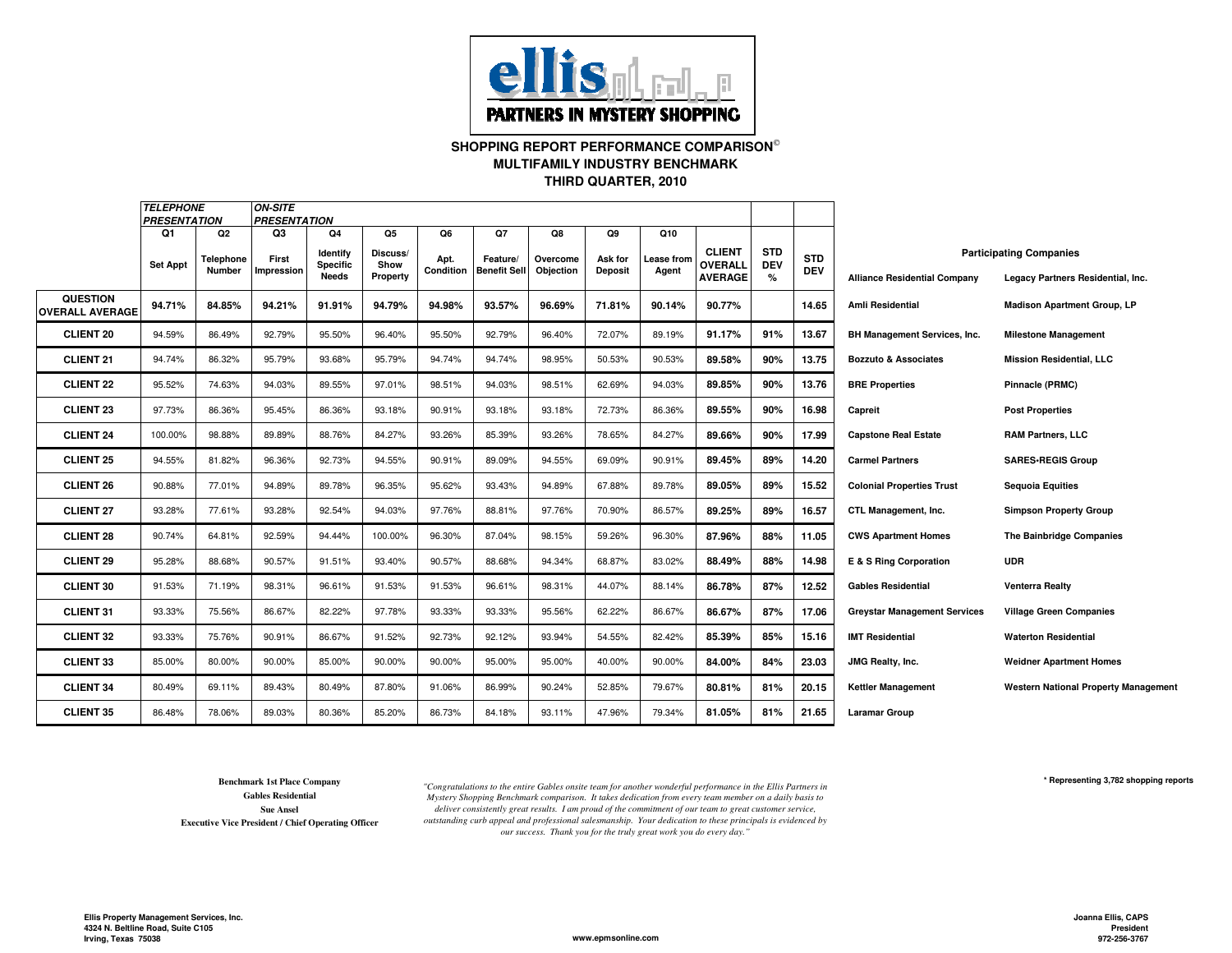**ellis PARTNERS IN MYSTERY SHOPPING**

## SHOPPING REPORT PERFORMANCE COMPARISON©
## MULTIFAMILY INDUSTRY BENCHMARK
## THIRD QUARTER, 2010

| | TELEPHONE PRESENTATION | | ON-SITE PRESENTATION | | | | | | | | | | |
|---|---|---|---|---|---|---|---|---|---|---|---|---|---|
| | Q1 | Q2 | Q3 | Q4 | Q5 | Q6 | Q7 | Q8 | Q9 | Q10 | | | |
| | Set Appt | Telephone Number | First Impression | Identify Specific Needs | Discuss/ Show Property | Apt. Condition | Feature/ Benefit Sell | Overcome Objection | Ask for Deposit | Lease from Agent | CLIENT OVERALL AVERAGE | STD DEV % | STD DEV |
| **QUESTION OVERALL AVERAGE** | **94.71%** | **84.85%** | **94.21%** | **91.91%** | **94.79%** | **94.98%** | **93.57%** | **96.69%** | **71.81%** | **90.14%** | **90.77%** | | **14.65** |
| **CLIENT 20** | 94.59% | 86.49% | 92.79% | 95.50% | 96.40% | 95.50% | 92.79% | 96.40% | 72.07% | 89.19% | **91.17%** | **91%** | **13.67** |
| **CLIENT 21** | 94.74% | 86.32% | 95.79% | 93.68% | 95.79% | 94.74% | 94.74% | 98.95% | 50.53% | 90.53% | **89.58%** | **90%** | **13.75** |
| **CLIENT 22** | 95.52% | 74.63% | 94.03% | 89.55% | 97.01% | 98.51% | 94.03% | 98.51% | 62.69% | 94.03% | **89.85%** | **90%** | **13.76** |
| **CLIENT 23** | 97.73% | 86.36% | 95.45% | 86.36% | 93.18% | 90.91% | 93.18% | 93.18% | 72.73% | 86.36% | **89.55%** | **90%** | **16.98** |
| **CLIENT 24** | 100.00% | 98.88% | 89.89% | 88.76% | 84.27% | 93.26% | 85.39% | 93.26% | 78.65% | 84.27% | **89.66%** | **90%** | **17.99** |
| **CLIENT 25** | 94.55% | 81.82% | 96.36% | 92.73% | 94.55% | 90.91% | 89.09% | 94.55% | 69.09% | 90.91% | **89.45%** | **89%** | **14.20** |
| **CLIENT 26** | 90.88% | 77.01% | 94.89% | 89.78% | 96.35% | 95.62% | 93.43% | 94.89% | 67.88% | 89.78% | **89.05%** | **89%** | **15.52** |
| **CLIENT 27** | 93.28% | 77.61% | 93.28% | 92.54% | 94.03% | 97.76% | 88.81% | 97.76% | 70.90% | 86.57% | **89.25%** | **89%** | **16.57** |
| **CLIENT 28** | 90.74% | 64.81% | 92.59% | 94.44% | 100.00% | 96.30% | 87.04% | 98.15% | 59.26% | 96.30% | **87.96%** | **88%** | **11.05** |
| **CLIENT 29** | 95.28% | 88.68% | 90.57% | 91.51% | 93.40% | 90.57% | 88.68% | 94.34% | 68.87% | 83.02% | **88.49%** | **88%** | **14.98** |
| **CLIENT 30** | 91.53% | 71.19% | 98.31% | 96.61% | 91.53% | 91.53% | 96.61% | 98.31% | 44.07% | 88.14% | **86.78%** | **87%** | **12.52** |
| **CLIENT 31** | 93.33% | 75.56% | 86.67% | 82.22% | 97.78% | 93.33% | 93.33% | 95.56% | 62.22% | 86.67% | **86.67%** | **87%** | **17.06** |
| **CLIENT 32** | 93.33% | 75.76% | 90.91% | 86.67% | 91.52% | 92.73% | 92.12% | 93.94% | 54.55% | 82.42% | **85.39%** | **85%** | **15.16** |
| **CLIENT 33** | 85.00% | 80.00% | 90.00% | 85.00% | 90.00% | 90.00% | 95.00% | 95.00% | 40.00% | 90.00% | **84.00%** | **84%** | **23.03** |
| **CLIENT 34** | 80.49% | 69.11% | 89.43% | 80.49% | 87.80% | 91.06% | 86.99% | 90.24% | 52.85% | 79.67% | **80.81%** | **81%** | **20.15** |
| **CLIENT 35** | 86.48% | 78.06% | 89.03% | 80.36% | 85.20% | 86.73% | 84.18% | 93.11% | 47.96% | 79.34% | **81.05%** | **81%** | **21.65** |

### Participating Companies

| | |
|---|---|
| Alliance Residential Company | Legacy Partners Residential, Inc. |
| Amli Residential | Madison Apartment Group, LP |
| BH Management Services, Inc. | Milestone Management |
| Bozzuto & Associates | Mission Residential, LLC |
| BRE Properties | Pinnacle (PRMC) |
| Capreit | Post Properties |
| Capstone Real Estate | RAM Partners, LLC |
| Carmel Partners | SARES•REGIS Group |
| Colonial Properties Trust | Sequoia Equities |
| CTL Management, Inc. | Simpson Property Group |
| CWS Apartment Homes | The Bainbridge Companies |
| E & S Ring Corporation | UDR |
| Gables Residential | Venterra Realty |
| Greystar Management Services | Village Green Companies |
| IMT Residential | Waterton Residential |
| JMG Realty, Inc. | Weidner Apartment Homes |
| Kettler Management | Western National Property Management |
| Laramar Group | |

**Benchmark 1st Place Company**
**Gables Residential**
**Sue Ansel**
**Executive Vice President / Chief Operating Officer**

*"Congratulations to the entire Gables onsite team for another wonderful performance in the Ellis Partners in Mystery Shopping Benchmark comparison. It takes dedication from every team member on a daily basis to deliver consistently great results. I am proud of the commitment of our team to great customer service, outstanding curb appeal and professional salesmanship. Your dedication to these principals is evidenced by our success. Thank you for the truly great work you do every day."*

\* Representing 3,782 shopping reports

**Ellis Property Management Services, Inc.**
**4324 N. Beltline Road, Suite C105**
**Irving, Texas 75038**

www.epmsonline.com

**Joanna Ellis, CAPS**
**President**
**972-256-3767**